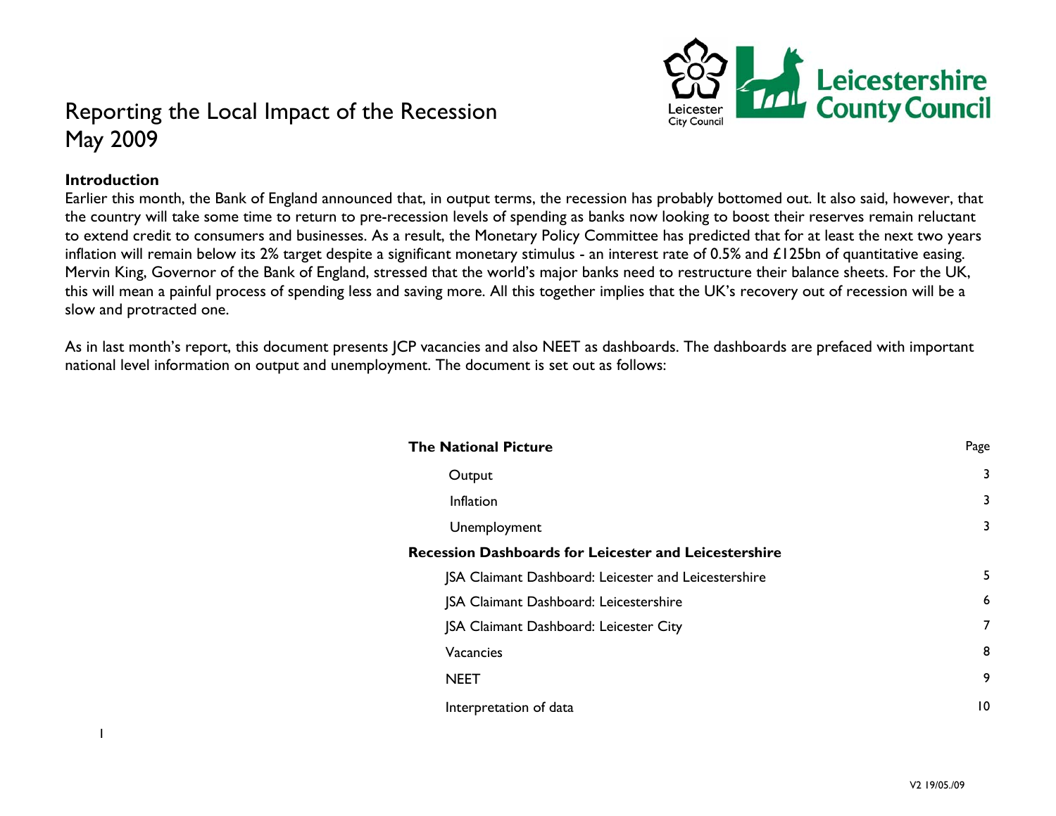# Reporting the Local Impact of the Recession
May 2009

## Introduction

Earlier this month, the Bank of England announced that, in output terms, the recession has probably bottomed out. It also said, however, that the country will take some time to return to pre-recession levels of spending as banks now looking to boost their reserves remain reluctant to extend credit to consumers and businesses. As a result, the Monetary Policy Committee has predicted that for at least the next two years inflation will remain below its 2% target despite a significant monetary stimulus - an interest rate of 0.5% and £125bn of quantitative easing. Mervin King, Governor of the Bank of England, stressed that the world's major banks need to restructure their balance sheets. For the UK, this will mean a painful process of spending less and saving more. All this together implies that the UK's recovery out of recession will be a slow and protracted one.

As in last month's report, this document presents JCP vacancies and also NEET as dashboards. The dashboards are prefaced with important national level information on output and unemployment. The document is set out as follows:

| | Page |
|---|---|
| **The National Picture** | |
| Output | 3 |
| Inflation | 3 |
| Unemployment | 3 |
| **Recession Dashboards for Leicester and Leicestershire** | |
| JSA Claimant Dashboard: Leicester and Leicestershire | 5 |
| JSA Claimant Dashboard: Leicestershire | 6 |
| JSA Claimant Dashboard: Leicester City | 7 |
| Vacancies | 8 |
| NEET | 9 |
| Interpretation of data | 10 |

V2 19/05./09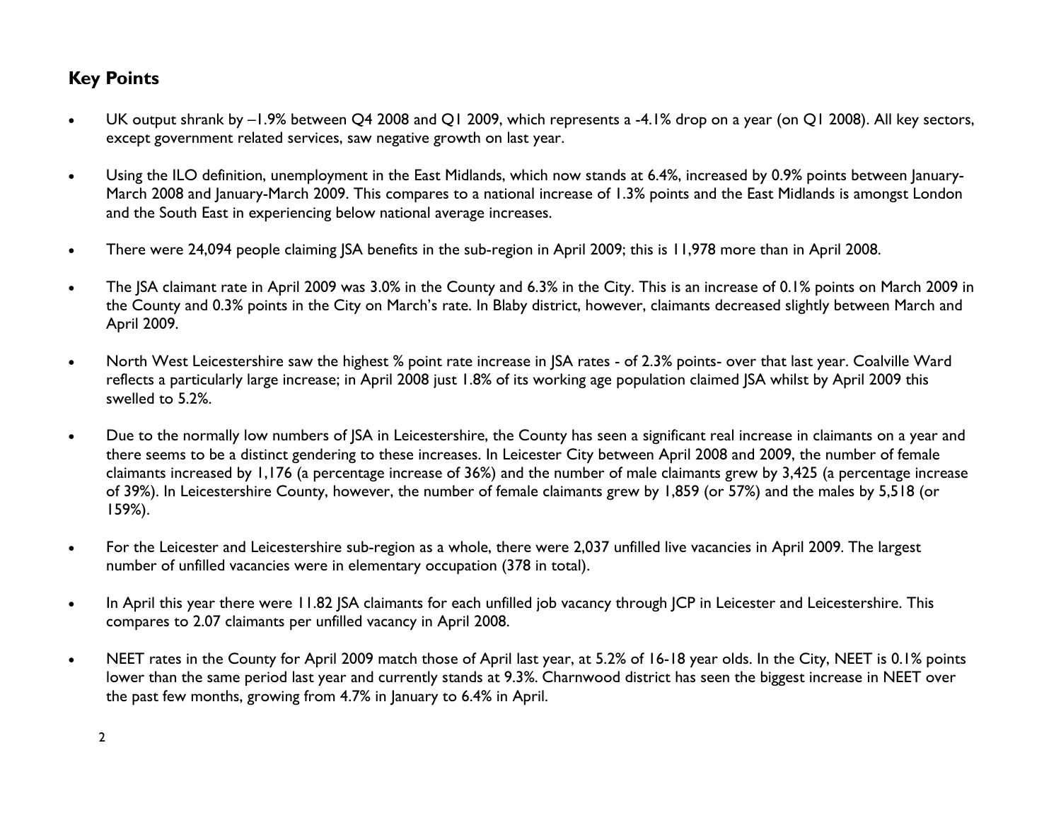## Key Points

- UK output shrank by –1.9% between Q4 2008 and Q1 2009, which represents a -4.1% drop on a year (on Q1 2008). All key sectors, except government related services, saw negative growth on last year.
- Using the ILO definition, unemployment in the East Midlands, which now stands at 6.4%, increased by 0.9% points between January-March 2008 and January-March 2009. This compares to a national increase of 1.3% points and the East Midlands is amongst London and the South East in experiencing below national average increases.
- There were 24,094 people claiming JSA benefits in the sub-region in April 2009; this is 11,978 more than in April 2008.
- The JSA claimant rate in April 2009 was 3.0% in the County and 6.3% in the City. This is an increase of 0.1% points on March 2009 in the County and 0.3% points in the City on March's rate. In Blaby district, however, claimants decreased slightly between March and April 2009.
- North West Leicestershire saw the highest % point rate increase in JSA rates - of 2.3% points- over that last year. Coalville Ward reflects a particularly large increase; in April 2008 just 1.8% of its working age population claimed JSA whilst by April 2009 this swelled to 5.2%.
- Due to the normally low numbers of JSA in Leicestershire, the County has seen a significant real increase in claimants on a year and there seems to be a distinct gendering to these increases. In Leicester City between April 2008 and 2009, the number of female claimants increased by 1,176 (a percentage increase of 36%) and the number of male claimants grew by 3,425 (a percentage increase of 39%). In Leicestershire County, however, the number of female claimants grew by 1,859 (or 57%) and the males by 5,518 (or 159%).
- For the Leicester and Leicestershire sub-region as a whole, there were 2,037 unfilled live vacancies in April 2009. The largest number of unfilled vacancies were in elementary occupation (378 in total).
- In April this year there were 11.82 JSA claimants for each unfilled job vacancy through JCP in Leicester and Leicestershire. This compares to 2.07 claimants per unfilled vacancy in April 2008.
- NEET rates in the County for April 2009 match those of April last year, at 5.2% of 16-18 year olds. In the City, NEET is 0.1% points lower than the same period last year and currently stands at 9.3%. Charnwood district has seen the biggest increase in NEET over the past few months, growing from 4.7% in January to 6.4% in April.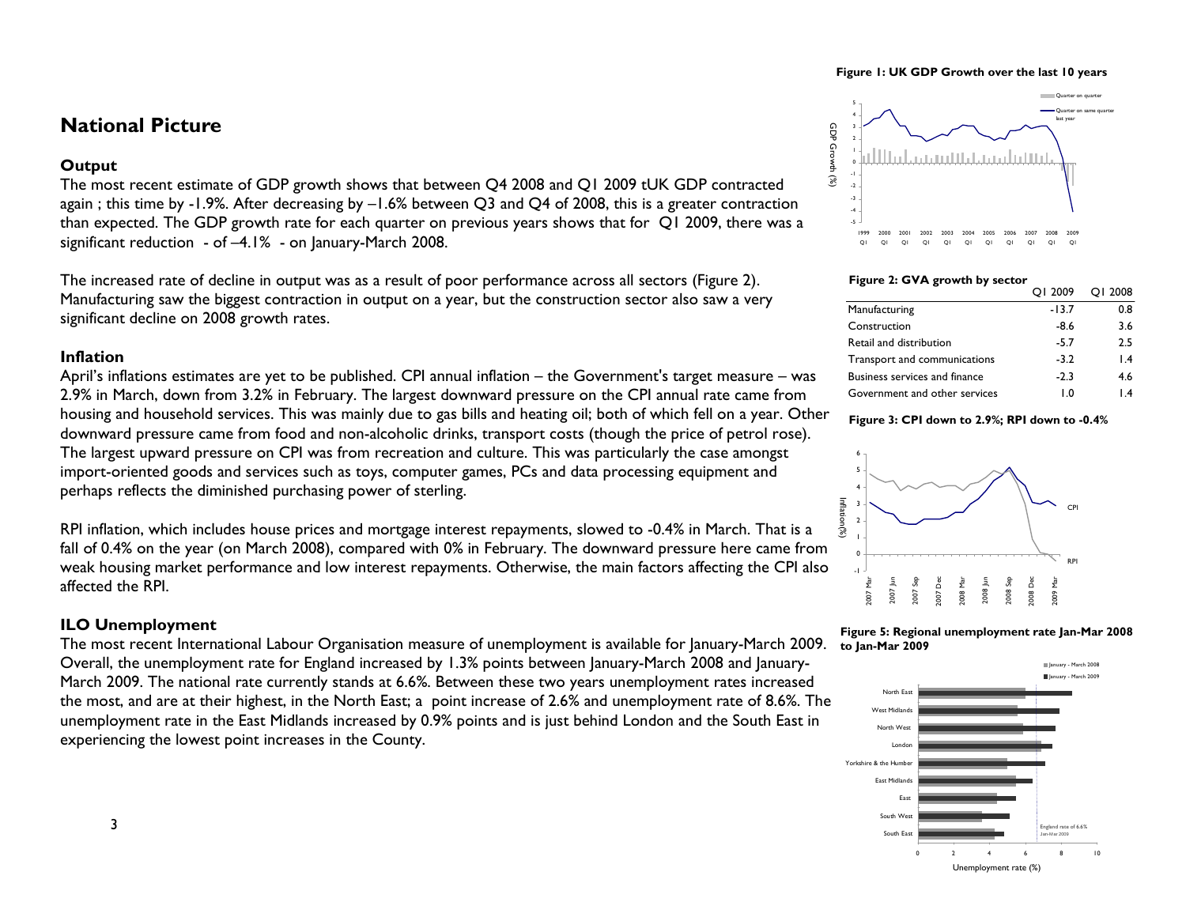## National Picture

### Output

The most recent estimate of GDP growth shows that between Q4 2008 and Q1 2009 tUK GDP contracted again ; this time by -1.9%. After decreasing by –1.6% between Q3 and Q4 of 2008, this is a greater contraction than expected. The GDP growth rate for each quarter on previous years shows that for Q1 2009, there was a significant reduction - of –4.1% - on January-March 2008.

The increased rate of decline in output was as a result of poor performance across all sectors (Figure 2). Manufacturing saw the biggest contraction in output on a year, but the construction sector also saw a very significant decline on 2008 growth rates.

### Inflation

April's inflations estimates are yet to be published. CPI annual inflation – the Government's target measure – was 2.9% in March, down from 3.2% in February. The largest downward pressure on the CPI annual rate came from housing and household services. This was mainly due to gas bills and heating oil; both of which fell on a year. Other downward pressure came from food and non-alcoholic drinks, transport costs (though the price of petrol rose). The largest upward pressure on CPI was from recreation and culture. This was particularly the case amongst import-oriented goods and services such as toys, computer games, PCs and data processing equipment and perhaps reflects the diminished purchasing power of sterling.

RPI inflation, which includes house prices and mortgage interest repayments, slowed to -0.4% in March. That is a fall of 0.4% on the year (on March 2008), compared with 0% in February. The downward pressure here came from weak housing market performance and low interest repayments. Otherwise, the main factors affecting the CPI also affected the RPI.

### ILO Unemployment

The most recent International Labour Organisation measure of unemployment is available for January-March 2009. Overall, the unemployment rate for England increased by 1.3% points between January-March 2008 and January-March 2009. The national rate currently stands at 6.6%. Between these two years unemployment rates increased the most, and are at their highest, in the North East; a point increase of 2.6% and unemployment rate of 8.6%. The unemployment rate in the East Midlands increased by 0.9% points and is just behind London and the South East in experiencing the lowest point increases in the County.

**Figure 1: UK GDP Growth over the last 10 years**

**Figure 2: GVA growth by sector**

| | Q1 2009 | Q1 2008 |
|---|---|---|
| Manufacturing | -13.7 | 0.8 |
| Construction | -8.6 | 3.6 |
| Retail and distribution | -5.7 | 2.5 |
| Transport and communications | -3.2 | 1.4 |
| Business services and finance | -2.3 | 4.6 |
| Government and other services | 1.0 | 1.4 |

**Figure 3: CPI down to 2.9%; RPI down to -0.4%**

**Figure 5: Regional unemployment rate Jan-Mar 2008 to Jan-Mar 2009**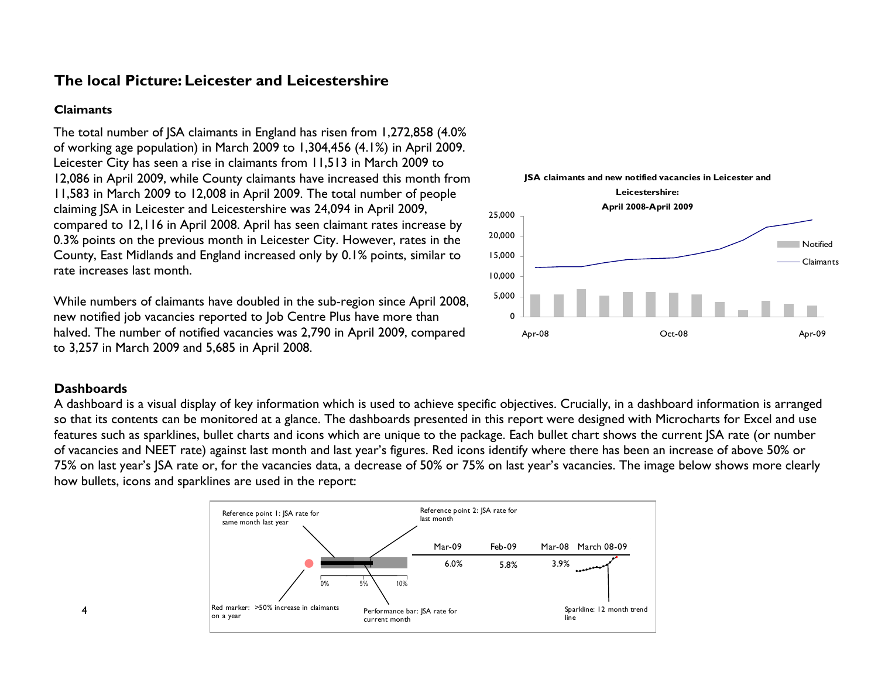## The local Picture: Leicester and Leicestershire

### Claimants

The total number of JSA claimants in England has risen from 1,272,858 (4.0% of working age population) in March 2009 to 1,304,456 (4.1%) in April 2009. Leicester City has seen a rise in claimants from 11,513 in March 2009 to 12,086 in April 2009, while County claimants have increased this month from 11,583 in March 2009 to 12,008 in April 2009. The total number of people claiming JSA in Leicester and Leicestershire was 24,094 in April 2009, compared to 12,116 in April 2008. April has seen claimant rates increase by 0.3% points on the previous month in Leicester City. However, rates in the County, East Midlands and England increased only by 0.1% points, similar to rate increases last month.

While numbers of claimants have doubled in the sub-region since April 2008, new notified job vacancies reported to Job Centre Plus have more than halved. The number of notified vacancies was 2,790 in April 2009, compared to 3,257 in March 2009 and 5,685 in April 2008.

**JSA claimants and new notified vacancies in Leicester and Leicestershire: April 2008-April 2009**

### Dashboards

A dashboard is a visual display of key information which is used to achieve specific objectives. Crucially, in a dashboard information is arranged so that its contents can be monitored at a glance. The dashboards presented in this report were designed with Microcharts for Excel and use features such as sparklines, bullet charts and icons which are unique to the package. Each bullet chart shows the current JSA rate (or number of vacancies and NEET rate) against last month and last year's figures. Red icons identify where there has been an increase of above 50% or 75% on last year's JSA rate or, for the vacancies data, a decrease of 50% or 75% on last year's vacancies. The image below shows more clearly how bullets, icons and sparklines are used in the report:

| Mar-09 | Feb-09 | Mar-08 | March 08-09 |
|---|---|---|---|
| 6.0% | 5.8% | 3.9% | |

Reference point 1: JSA rate for same month last year

Reference point 2: JSA rate for last month

Red marker: >50% increase in claimants on a year

Performance bar: JSA rate for current month

Sparkline: 12 month trend line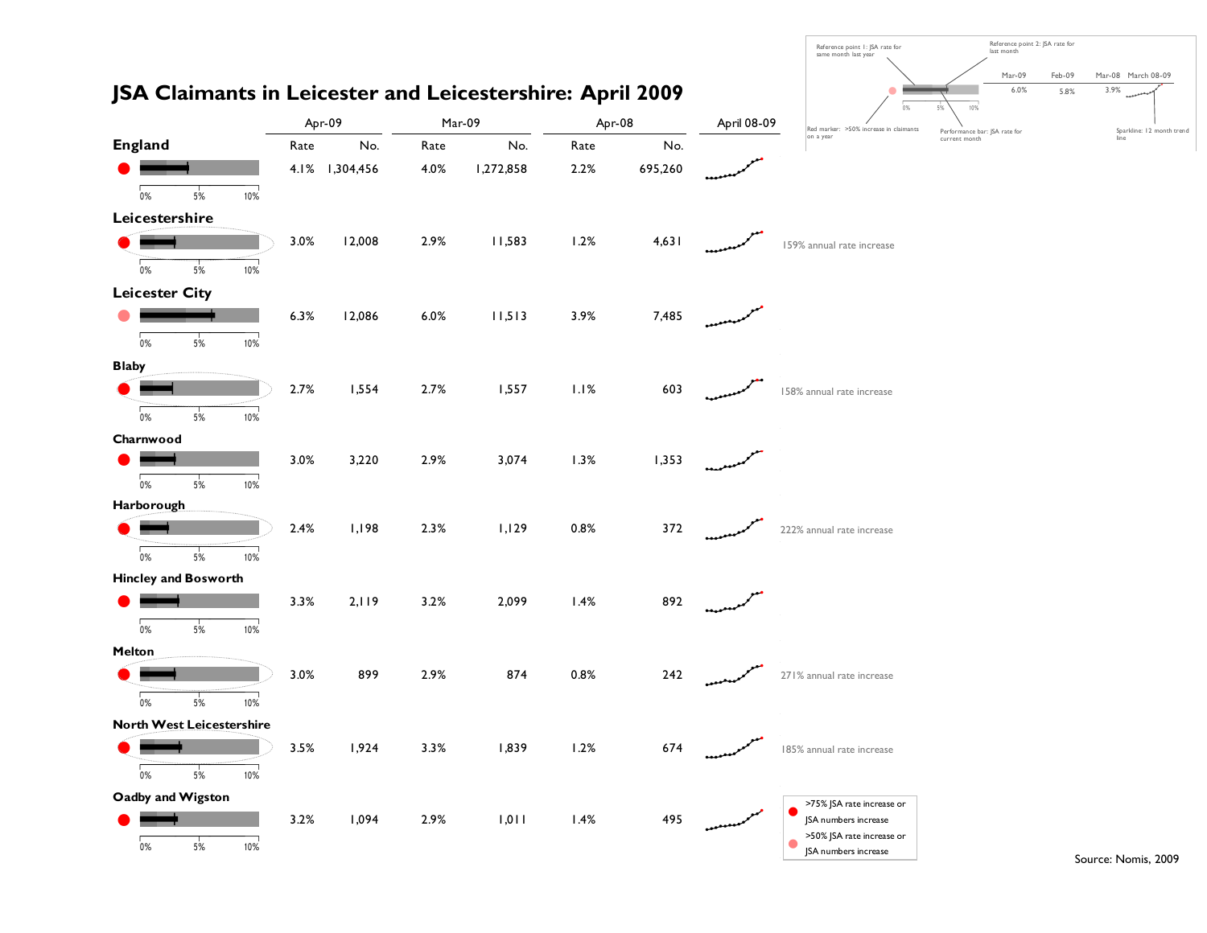# JSA Claimants in Leicester and Leicestershire: April 2009

Reference point 1: JSA rate for same month last year

Reference point 2: JSA rate for last month

Red marker: >50% increase in claimants on a year

Performance bar: JSA rate for current month

Sparkline: 12 month trend line

| Area | Apr-09 Rate | Apr-09 No. | Mar-09 Rate | Mar-09 No. | Apr-08 Rate | Apr-08 No. | April 08-09 | |
|---|---|---|---|---|---|---|---|---|
| England | 4.1% | 1,304,456 | 4.0% | 1,272,858 | 2.2% | 695,260 | | |
| Leicestershire | 3.0% | 12,008 | 2.9% | 11,583 | 1.2% | 4,631 | | 159% annual rate increase |
| Leicester City | 6.3% | 12,086 | 6.0% | 11,513 | 3.9% | 7,485 | | |
| Blaby | 2.7% | 1,554 | 2.7% | 1,557 | 1.1% | 603 | | 158% annual rate increase |
| Charnwood | 3.0% | 3,220 | 2.9% | 3,074 | 1.3% | 1,353 | | |
| Harborough | 2.4% | 1,198 | 2.3% | 1,129 | 0.8% | 372 | | 222% annual rate increase |
| Hincley and Bosworth | 3.3% | 2,119 | 3.2% | 2,099 | 1.4% | 892 | | |
| Melton | 3.0% | 899 | 2.9% | 874 | 0.8% | 242 | | 271% annual rate increase |
| North West Leicestershire | 3.5% | 1,924 | 3.3% | 1,839 | 1.2% | 674 | | 185% annual rate increase |
| Oadby and Wigston | 3.2% | 1,094 | 2.9% | 1,011 | 1.4% | 495 | | |

Legend:
- >75% JSA rate increase or JSA numbers increase (red)
- >50% JSA rate increase or JSA numbers increase (pink)

Source: Nomis, 2009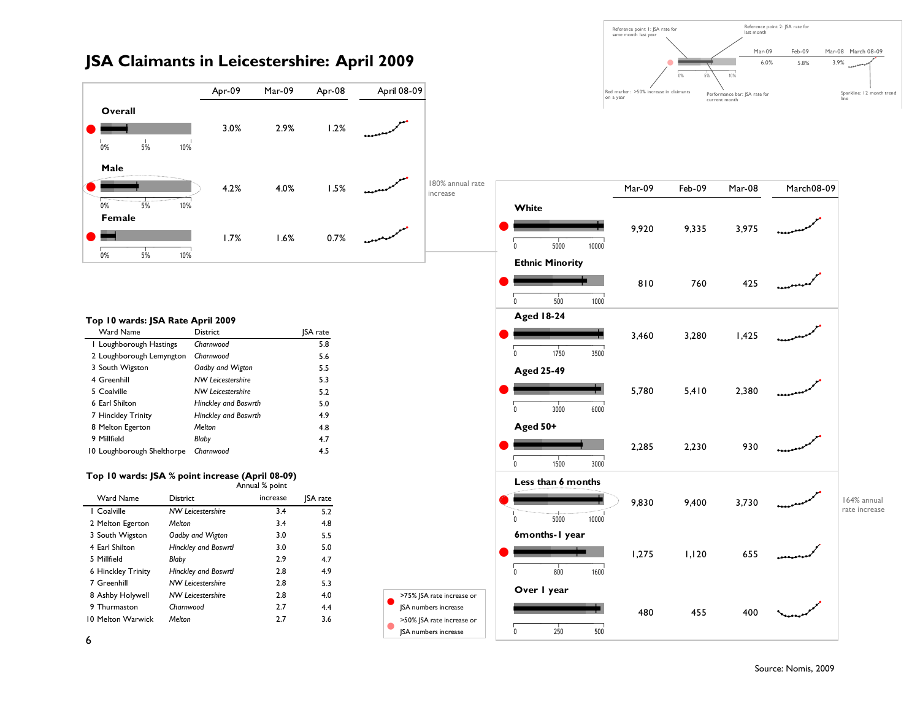# JSA Claimants in Leicestershire: April 2009

Reference point 1: JSA rate for same month last year

Reference point 2: JSA rate for last month

Red marker: >50% increase in claimants on a year

Performance bar: JSA rate for current month

Sparkline: 12 month trend line

| | Mar-09 | Feb-09 | Mar-08 | March 08-09 |
|---|---|---|---|---|
| | 6.0% | 5.8% | 3.9% | |

| | Apr-09 | Mar-09 | Apr-08 | April 08-09 |
|---|---|---|---|---|
| **Overall** | 3.0% | 2.9% | 1.2% | |
| **Male** | 4.2% | 4.0% | 1.5% | |
| **Female** | 1.7% | 1.6% | 0.7% | |

180% annual rate increase

| | Mar-09 | Feb-09 | Mar-08 | March08-09 |
|---|---|---|---|---|
| **White** | 9,920 | 9,335 | 3,975 | |
| **Ethnic Minority** | 810 | 760 | 425 | |
| **Aged 18-24** | 3,460 | 3,280 | 1,425 | |
| **Aged 25-49** | 5,780 | 5,410 | 2,380 | |
| **Aged 50+** | 2,285 | 2,230 | 930 | |
| **Less than 6 months** | 9,830 | 9,400 | 3,730 | |
| **6months-1 year** | 1,275 | 1,120 | 655 | |
| **Over 1 year** | 480 | 455 | 400 | |

164% annual rate increase

### Top 10 wards: JSA Rate April 2009

| Ward Name | District | JSA rate |
|---|---|---|
| 1 Loughborough Hastings | *Charnwood* | 5.8 |
| 2 Loughborough Lemyngton | *Charnwood* | 5.6 |
| 3 South Wigston | *Oadby and Wigton* | 5.5 |
| 4 Greenhill | *NW Leicestershire* | 5.3 |
| 5 Coalville | *NW Leicestershire* | 5.2 |
| 6 Earl Shilton | *Hinckley and Boswrth* | 5.0 |
| 7 Hinckley Trinity | *Hinckley and Boswrth* | 4.9 |
| 8 Melton Egerton | *Melton* | 4.8 |
| 9 Millfield | *Blaby* | 4.7 |
| 10 Loughborough Shelthorpe | *Charnwood* | 4.5 |

### Top 10 wards: JSA % point increase (April 08-09)

| Ward Name | District | Annual % point increase | JSA rate |
|---|---|---|---|
| 1 Coalville | *NW Leicestershire* | 3.4 | 5.2 |
| 2 Melton Egerton | *Melton* | 3.4 | 4.8 |
| 3 South Wigston | *Oadby and Wigton* | 3.0 | 5.5 |
| 4 Earl Shilton | *Hinckley and Boswrtl* | 3.0 | 5.0 |
| 5 Millfield | *Blaby* | 2.9 | 4.7 |
| 6 Hinckley Trinity | *Hinckley and Boswrtl* | 2.8 | 4.9 |
| 7 Greenhill | *NW Leicestershire* | 2.8 | 5.3 |
| 8 Ashby Holywell | *NW Leicestershire* | 2.8 | 4.0 |
| 9 Thurmaston | *Charnwood* | 2.7 | 4.4 |
| 10 Melton Warwick | *Melton* | 2.7 | 3.6 |

● >75% JSA rate increase or JSA numbers increase

● >50% JSA rate increase or JSA numbers increase

Source: Nomis, 2009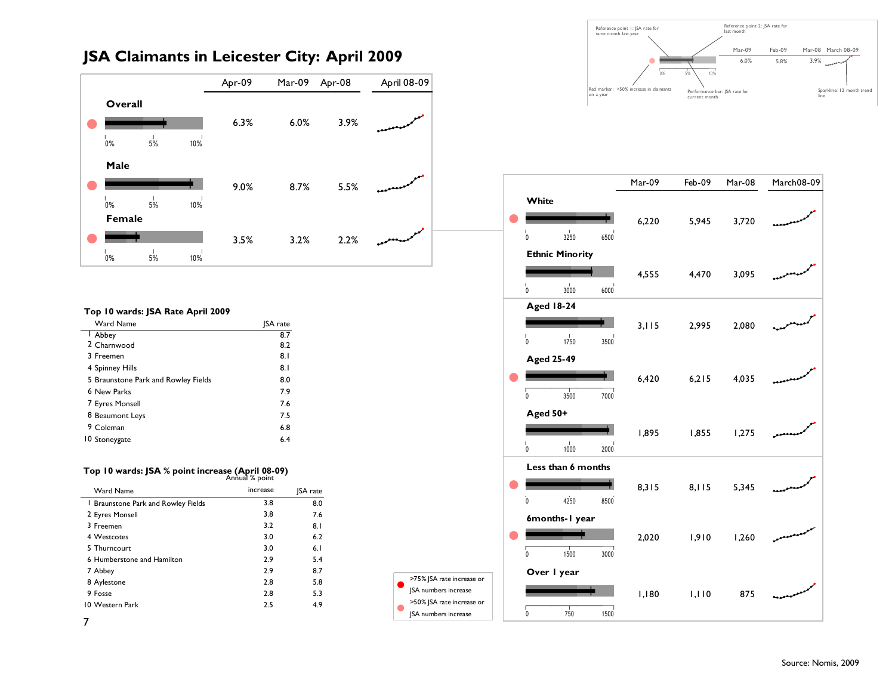# JSA Claimants in Leicester City: April 2009

| | Apr-09 | Mar-09 | Apr-08 | April 08-09 |
|---|---|---|---|---|
| **Overall** (●) | 6.3% | 6.0% | 3.9% | |
| **Male** (●) | 9.0% | 8.7% | 5.5% | |
| **Female** (●) | 3.5% | 3.2% | 2.2% | |

Reference point 1: JSA rate for same month last year

Reference point 2: JSA rate for last month

Red marker: >50% increase in claimants on a year

Performance bar: JSA rate for current month

Sparkline: 12 month trend line

| | Mar-09 | Feb-09 | Mar-08 | March08-09 |
|---|---|---|---|---|
| **White** (●) | 6,220 | 5,945 | 3,720 | |
| **Ethnic Minority** | 4,555 | 4,470 | 3,095 | |
| **Aged 18-24** | 3,115 | 2,995 | 2,080 | |
| **Aged 25-49** (●) | 6,420 | 6,215 | 4,035 | |
| **Aged 50+** | 1,895 | 1,855 | 1,275 | |
| **Less than 6 months** (●) | 8,315 | 8,115 | 5,345 | |
| **6months-1 year** (●) | 2,020 | 1,910 | 1,260 | |
| **Over 1 year** | 1,180 | 1,110 | 875 | |

● >75% JSA rate increase or JSA numbers increase

● >50% JSA rate increase or JSA numbers increase

**Top 10 wards: JSA Rate April 2009**

| | Ward Name | JSA rate |
|---|---|---|
| 1 | Abbey | 8.7 |
| 2 | Charnwood | 8.2 |
| 3 | Freemen | 8.1 |
| 4 | Spinney Hills | 8.1 |
| 5 | Braunstone Park and Rowley Fields | 8.0 |
| 6 | New Parks | 7.9 |
| 7 | Eyres Monsell | 7.6 |
| 8 | Beaumont Leys | 7.5 |
| 9 | Coleman | 6.8 |
| 10 | Stoneygate | 6.4 |

**Top 10 wards: JSA % point increase (April 08-09)**

| | Ward Name | Annual % point increase | JSA rate |
|---|---|---|---|
| 1 | Braunstone Park and Rowley Fields | 3.8 | 8.0 |
| 2 | Eyres Monsell | 3.8 | 7.6 |
| 3 | Freemen | 3.2 | 8.1 |
| 4 | Westcotes | 3.0 | 6.2 |
| 5 | Thurncourt | 3.0 | 6.1 |
| 6 | Humberstone and Hamilton | 2.9 | 5.4 |
| 7 | Abbey | 2.9 | 8.7 |
| 8 | Aylestone | 2.8 | 5.8 |
| 9 | Fosse | 2.8 | 5.3 |
| 10 | Western Park | 2.5 | 4.9 |

Source: Nomis, 2009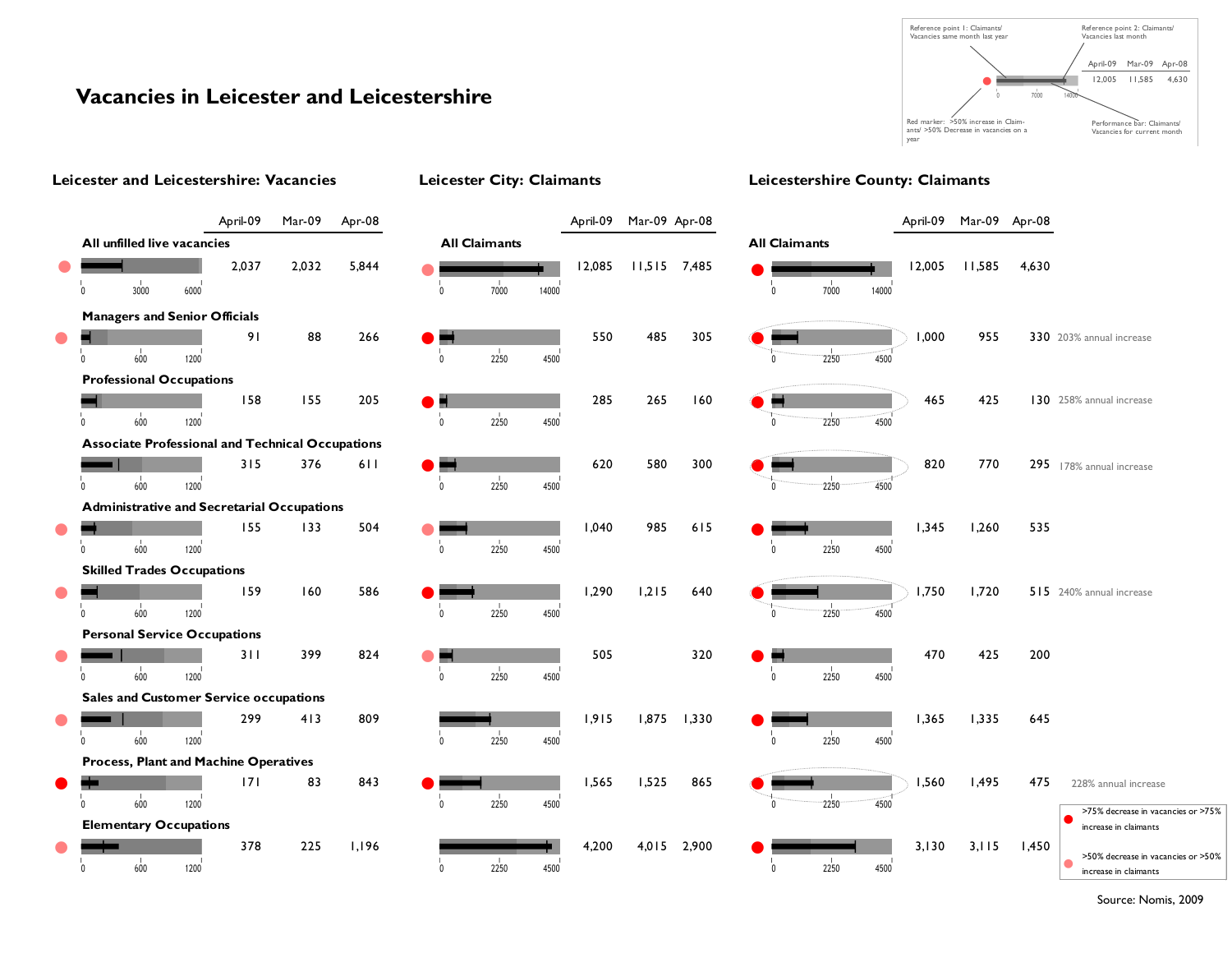# Vacancies in Leicester and Leicestershire

Reference point 1: Claimants/ Vacancies same month last year

Reference point 2: Claimants/ Vacancies last month

Red marker: >50% increase in Claimants/ >50% Decrease in vacancies on a year

Performance bar: Claimants/ Vacancies for current month

| April-09 | Mar-09 | Apr-08 |
|---|---|---|
| 12,005 | 11,585 | 4,630 |

## Leicester and Leicestershire: Vacancies

| | April-09 | Mar-09 | Apr-08 |
|---|---|---|---|
| All unfilled live vacancies | 2,037 | 2,032 | 5,844 |
| Managers and Senior Officials | 91 | 88 | 266 |
| Professional Occupations | 158 | 155 | 205 |
| Associate Professional and Technical Occupations | 315 | 376 | 611 |
| Administrative and Secretarial Occupations | 155 | 133 | 504 |
| Skilled Trades Occupations | 159 | 160 | 586 |
| Personal Service Occupations | 311 | 399 | 824 |
| Sales and Customer Service occupations | 299 | 413 | 809 |
| Process, Plant and Machine Operatives | 171 | 83 | 843 |
| Elementary Occupations | 378 | 225 | 1,196 |

## Leicester City: Claimants

| | April-09 | Mar-09 | Apr-08 |
|---|---|---|---|
| All Claimants | 12,085 | 11,515 | 7,485 |
| Managers and Senior Officials | 550 | 485 | 305 |
| Professional Occupations | 285 | 265 | 160 |
| Associate Professional and Technical Occupations | 620 | 580 | 300 |
| Administrative and Secretarial Occupations | 1,040 | 985 | 615 |
| Skilled Trades Occupations | 1,290 | 1,215 | 640 |
| Personal Service Occupations | 505 | | 320 |
| Sales and Customer Service occupations | 1,915 | 1,875 | 1,330 |
| Process, Plant and Machine Operatives | 1,565 | 1,525 | 865 |
| Elementary Occupations | 4,200 | 4,015 | 2,900 |

## Leicestershire County: Claimants

| | April-09 | Mar-09 | Apr-08 | |
|---|---|---|---|---|
| All Claimants | 12,005 | 11,585 | 4,630 | |
| Managers and Senior Officials | 1,000 | 955 | 330 | 203% annual increase |
| Professional Occupations | 465 | 425 | 130 | 258% annual increase |
| Associate Professional and Technical Occupations | 820 | 770 | 295 | 178% annual increase |
| Administrative and Secretarial Occupations | 1,345 | 1,260 | 535 | |
| Skilled Trades Occupations | 1,750 | 1,720 | 515 | 240% annual increase |
| Personal Service Occupations | 470 | 425 | 200 | |
| Sales and Customer Service occupations | 1,365 | 1,335 | 645 | |
| Process, Plant and Machine Operatives | 1,560 | 1,495 | 475 | 228% annual increase |
| Elementary Occupations | 3,130 | 3,115 | 1,450 | |

- >75% decrease in vacancies or >75% increase in claimants
- >50% decrease in vacancies or >50% increase in claimants

Source: Nomis, 2009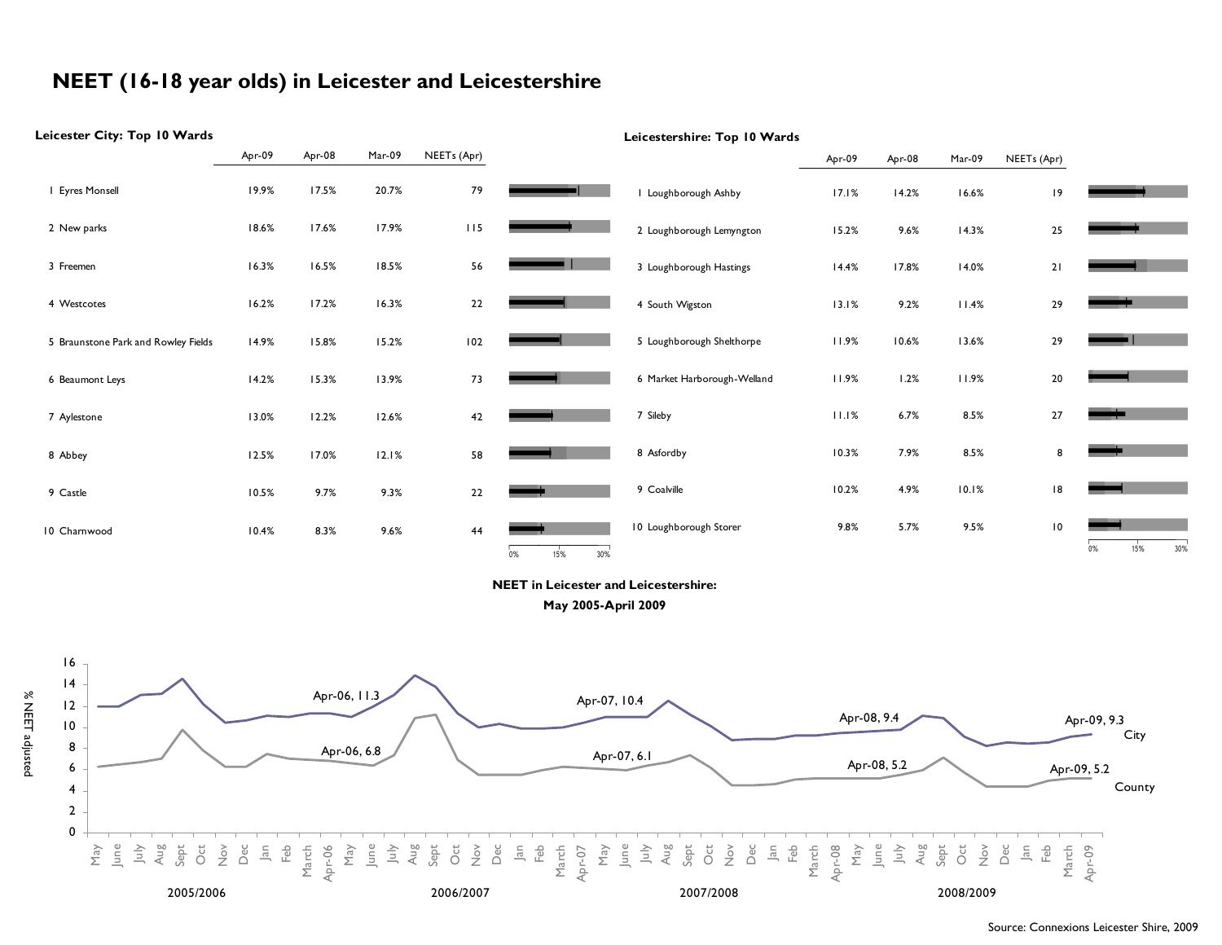# NEET (16-18 year olds) in Leicester and Leicestershire

### Leicester City: Top 10 Wards

| | Apr-09 | Apr-08 | Mar-09 | NEETs (Apr) |
|---|---|---|---|---|
| 1 Eyres Monsell | 19.9% | 17.5% | 20.7% | 79 |
| 2 New parks | 18.6% | 17.6% | 17.9% | 115 |
| 3 Freemen | 16.3% | 16.5% | 18.5% | 56 |
| 4 Westcotes | 16.2% | 17.2% | 16.3% | 22 |
| 5 Braunstone Park and Rowley Fields | 14.9% | 15.8% | 15.2% | 102 |
| 6 Beaumont Leys | 14.2% | 15.3% | 13.9% | 73 |
| 7 Aylestone | 13.0% | 12.2% | 12.6% | 42 |
| 8 Abbey | 12.5% | 17.0% | 12.1% | 58 |
| 9 Castle | 10.5% | 9.7% | 9.3% | 22 |
| 10 Charnwood | 10.4% | 8.3% | 9.6% | 44 |

### Leicestershire: Top 10 Wards

| | Apr-09 | Apr-08 | Mar-09 | NEETs (Apr) |
|---|---|---|---|---|
| 1 Loughborough Ashby | 17.1% | 14.2% | 16.6% | 19 |
| 2 Loughborough Lemyngton | 15.2% | 9.6% | 14.3% | 25 |
| 3 Loughborough Hastings | 14.4% | 17.8% | 14.0% | 21 |
| 4 South Wigston | 13.1% | 9.2% | 11.4% | 29 |
| 5 Loughborough Shelthorpe | 11.9% | 10.6% | 13.6% | 29 |
| 6 Market Harborough-Welland | 11.9% | 1.2% | 11.9% | 20 |
| 7 Sileby | 11.1% | 6.7% | 8.5% | 27 |
| 8 Asfordby | 10.3% | 7.9% | 8.5% | 8 |
| 9 Coalville | 10.2% | 4.9% | 10.1% | 18 |
| 10 Loughborough Storer | 9.8% | 5.7% | 9.5% | 10 |

### NEET in Leicester and Leicestershire: May 2005-April 2009

Chart annotations (% NEET adjusted):

| | Apr-06 | Apr-07 | Apr-08 | Apr-09 |
|---|---|---|---|---|
| City | 11.3 | 10.4 | 9.4 | 9.3 |
| County | 6.8 | 6.1 | 5.2 | 5.2 |

Source: Connexions Leicester Shire, 2009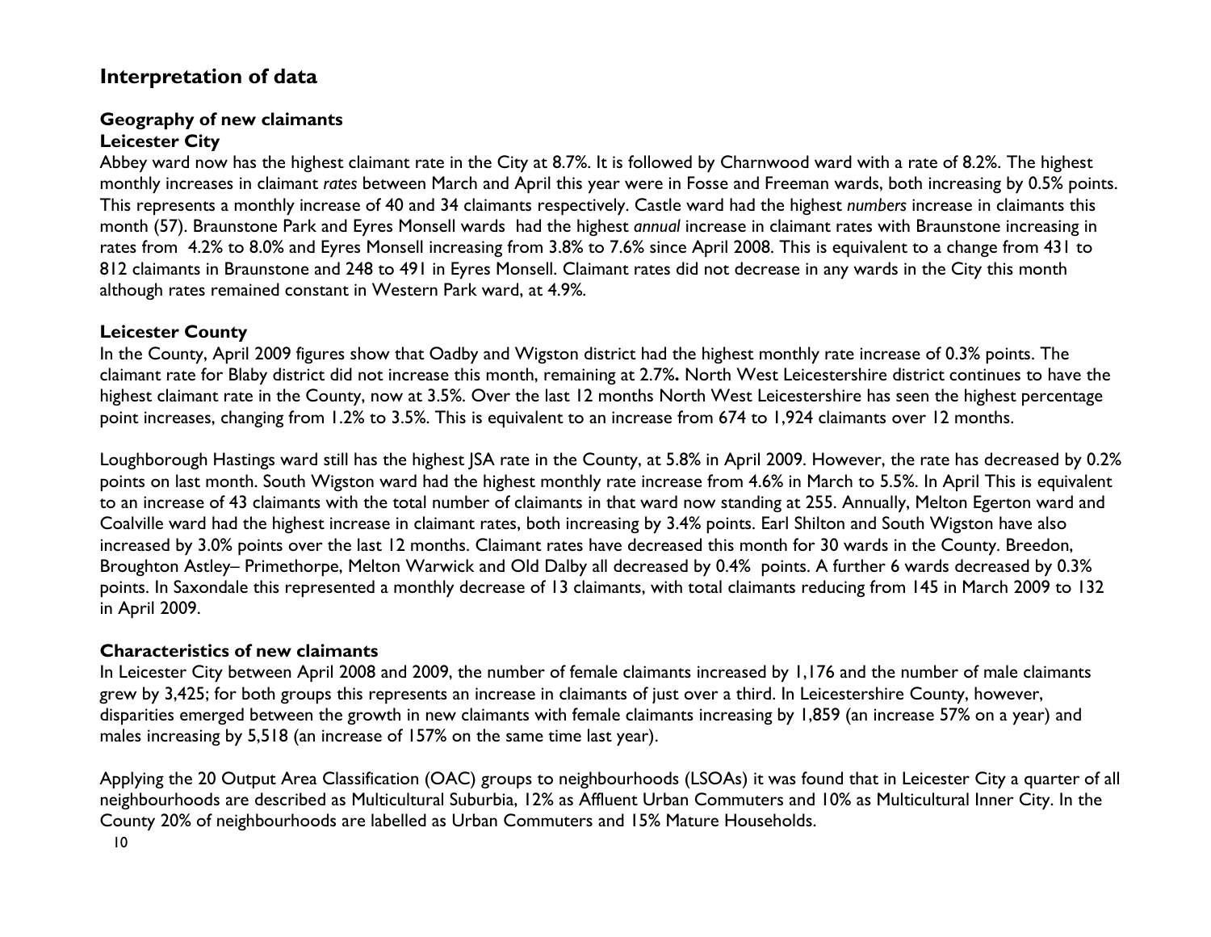## Interpretation of data

### Geography of new claimants

**Leicester City**

Abbey ward now has the highest claimant rate in the City at 8.7%. It is followed by Charnwood ward with a rate of 8.2%. The highest monthly increases in claimant *rates* between March and April this year were in Fosse and Freeman wards, both increasing by 0.5% points. This represents a monthly increase of 40 and 34 claimants respectively. Castle ward had the highest *numbers* increase in claimants this month (57). Braunstone Park and Eyres Monsell wards had the highest *annual* increase in claimant rates with Braunstone increasing in rates from 4.2% to 8.0% and Eyres Monsell increasing from 3.8% to 7.6% since April 2008. This is equivalent to a change from 431 to 812 claimants in Braunstone and 248 to 491 in Eyres Monsell. Claimant rates did not decrease in any wards in the City this month although rates remained constant in Western Park ward, at 4.9%.

**Leicester County**

In the County, April 2009 figures show that Oadby and Wigston district had the highest monthly rate increase of 0.3% points. The claimant rate for Blaby district did not increase this month, remaining at 2.7%**.** North West Leicestershire district continues to have the highest claimant rate in the County, now at 3.5%. Over the last 12 months North West Leicestershire has seen the highest percentage point increases, changing from 1.2% to 3.5%. This is equivalent to an increase from 674 to 1,924 claimants over 12 months.

Loughborough Hastings ward still has the highest JSA rate in the County, at 5.8% in April 2009. However, the rate has decreased by 0.2% points on last month. South Wigston ward had the highest monthly rate increase from 4.6% in March to 5.5%. In April This is equivalent to an increase of 43 claimants with the total number of claimants in that ward now standing at 255. Annually, Melton Egerton ward and Coalville ward had the highest increase in claimant rates, both increasing by 3.4% points. Earl Shilton and South Wigston have also increased by 3.0% points over the last 12 months. Claimant rates have decreased this month for 30 wards in the County. Breedon, Broughton Astley– Primethorpe, Melton Warwick and Old Dalby all decreased by 0.4% points. A further 6 wards decreased by 0.3% points. In Saxondale this represented a monthly decrease of 13 claimants, with total claimants reducing from 145 in March 2009 to 132 in April 2009.

### Characteristics of new claimants

In Leicester City between April 2008 and 2009, the number of female claimants increased by 1,176 and the number of male claimants grew by 3,425; for both groups this represents an increase in claimants of just over a third. In Leicestershire County, however, disparities emerged between the growth in new claimants with female claimants increasing by 1,859 (an increase 57% on a year) and males increasing by 5,518 (an increase of 157% on the same time last year).

Applying the 20 Output Area Classification (OAC) groups to neighbourhoods (LSOAs) it was found that in Leicester City a quarter of all neighbourhoods are described as Multicultural Suburbia, 12% as Affluent Urban Commuters and 10% as Multicultural Inner City. In the County 20% of neighbourhoods are labelled as Urban Commuters and 15% Mature Households.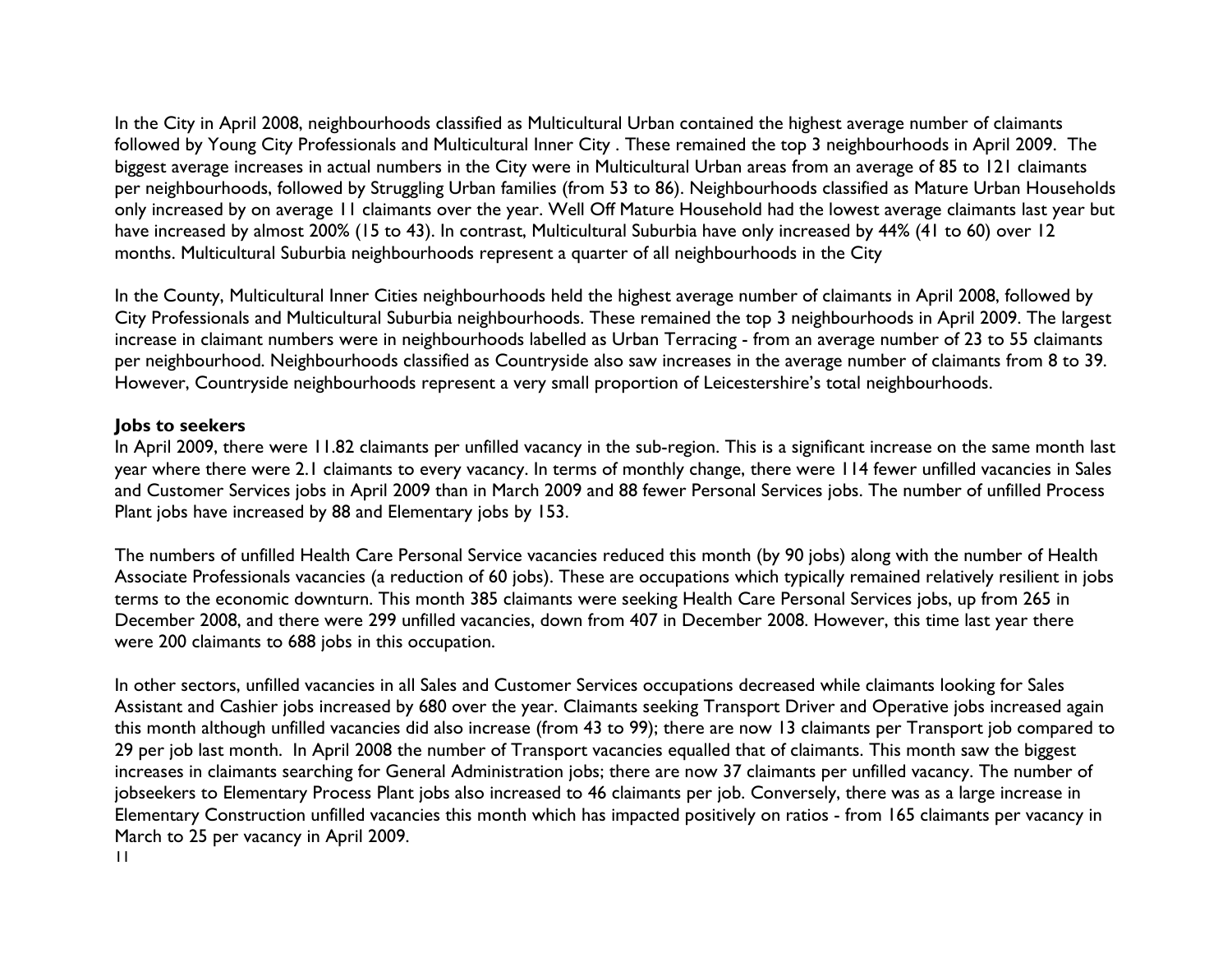In the City in April 2008, neighbourhoods classified as Multicultural Urban contained the highest average number of claimants followed by Young City Professionals and Multicultural Inner City . These remained the top 3 neighbourhoods in April 2009. The biggest average increases in actual numbers in the City were in Multicultural Urban areas from an average of 85 to 121 claimants per neighbourhoods, followed by Struggling Urban families (from 53 to 86). Neighbourhoods classified as Mature Urban Households only increased by on average 11 claimants over the year. Well Off Mature Household had the lowest average claimants last year but have increased by almost 200% (15 to 43). In contrast, Multicultural Suburbia have only increased by 44% (41 to 60) over 12 months. Multicultural Suburbia neighbourhoods represent a quarter of all neighbourhoods in the City

In the County, Multicultural Inner Cities neighbourhoods held the highest average number of claimants in April 2008, followed by City Professionals and Multicultural Suburbia neighbourhoods. These remained the top 3 neighbourhoods in April 2009. The largest increase in claimant numbers were in neighbourhoods labelled as Urban Terracing - from an average number of 23 to 55 claimants per neighbourhood. Neighbourhoods classified as Countryside also saw increases in the average number of claimants from 8 to 39. However, Countryside neighbourhoods represent a very small proportion of Leicestershire's total neighbourhoods.

**Jobs to seekers**

In April 2009, there were 11.82 claimants per unfilled vacancy in the sub-region. This is a significant increase on the same month last year where there were 2.1 claimants to every vacancy. In terms of monthly change, there were 114 fewer unfilled vacancies in Sales and Customer Services jobs in April 2009 than in March 2009 and 88 fewer Personal Services jobs. The number of unfilled Process Plant jobs have increased by 88 and Elementary jobs by 153.

The numbers of unfilled Health Care Personal Service vacancies reduced this month (by 90 jobs) along with the number of Health Associate Professionals vacancies (a reduction of 60 jobs). These are occupations which typically remained relatively resilient in jobs terms to the economic downturn. This month 385 claimants were seeking Health Care Personal Services jobs, up from 265 in December 2008, and there were 299 unfilled vacancies, down from 407 in December 2008. However, this time last year there were 200 claimants to 688 jobs in this occupation.

In other sectors, unfilled vacancies in all Sales and Customer Services occupations decreased while claimants looking for Sales Assistant and Cashier jobs increased by 680 over the year. Claimants seeking Transport Driver and Operative jobs increased again this month although unfilled vacancies did also increase (from 43 to 99); there are now 13 claimants per Transport job compared to 29 per job last month. In April 2008 the number of Transport vacancies equalled that of claimants. This month saw the biggest increases in claimants searching for General Administration jobs; there are now 37 claimants per unfilled vacancy. The number of jobseekers to Elementary Process Plant jobs also increased to 46 claimants per job. Conversely, there was as a large increase in Elementary Construction unfilled vacancies this month which has impacted positively on ratios - from 165 claimants per vacancy in March to 25 per vacancy in April 2009.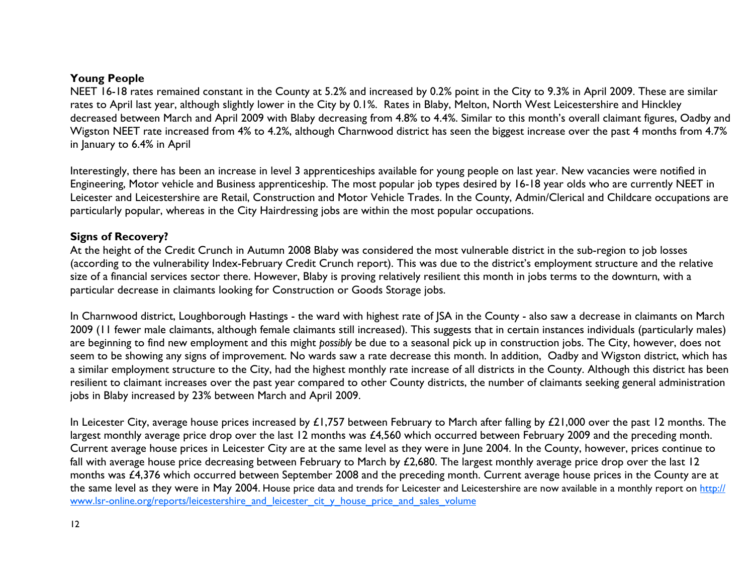**Young People**

NEET 16-18 rates remained constant in the County at 5.2% and increased by 0.2% point in the City to 9.3% in April 2009. These are similar rates to April last year, although slightly lower in the City by 0.1%. Rates in Blaby, Melton, North West Leicestershire and Hinckley decreased between March and April 2009 with Blaby decreasing from 4.8% to 4.4%. Similar to this month's overall claimant figures, Oadby and Wigston NEET rate increased from 4% to 4.2%, although Charnwood district has seen the biggest increase over the past 4 months from 4.7% in January to 6.4% in April

Interestingly, there has been an increase in level 3 apprenticeships available for young people on last year. New vacancies were notified in Engineering, Motor vehicle and Business apprenticeship. The most popular job types desired by 16-18 year olds who are currently NEET in Leicester and Leicestershire are Retail, Construction and Motor Vehicle Trades. In the County, Admin/Clerical and Childcare occupations are particularly popular, whereas in the City Hairdressing jobs are within the most popular occupations.

**Signs of Recovery?**

At the height of the Credit Crunch in Autumn 2008 Blaby was considered the most vulnerable district in the sub-region to job losses (according to the vulnerability Index-February Credit Crunch report). This was due to the district's employment structure and the relative size of a financial services sector there. However, Blaby is proving relatively resilient this month in jobs terms to the downturn, with a particular decrease in claimants looking for Construction or Goods Storage jobs.

In Charnwood district, Loughborough Hastings - the ward with highest rate of JSA in the County - also saw a decrease in claimants on March 2009 (11 fewer male claimants, although female claimants still increased). This suggests that in certain instances individuals (particularly males) are beginning to find new employment and this might *possibly* be due to a seasonal pick up in construction jobs. The City, however, does not seem to be showing any signs of improvement. No wards saw a rate decrease this month. In addition, Oadby and Wigston district, which has a similar employment structure to the City, had the highest monthly rate increase of all districts in the County. Although this district has been resilient to claimant increases over the past year compared to other County districts, the number of claimants seeking general administration jobs in Blaby increased by 23% between March and April 2009.

In Leicester City, average house prices increased by £1,757 between February to March after falling by £21,000 over the past 12 months. The largest monthly average price drop over the last 12 months was £4,560 which occurred between February 2009 and the preceding month. Current average house prices in Leicester City are at the same level as they were in June 2004. In the County, however, prices continue to fall with average house price decreasing between February to March by £2,680. The largest monthly average price drop over the last 12 months was £4,376 which occurred between September 2008 and the preceding month. Current average house prices in the County are at the same level as they were in May 2004. House price data and trends for Leicester and Leicestershire are now available in a monthly report on [http://www.lsr-online.org/reports/leicestershire_and_leicester_cit_y_house_price_and_sales_volume](http://www.lsr-online.org/reports/leicestershire_and_leicester_cit_y_house_price_and_sales_volume)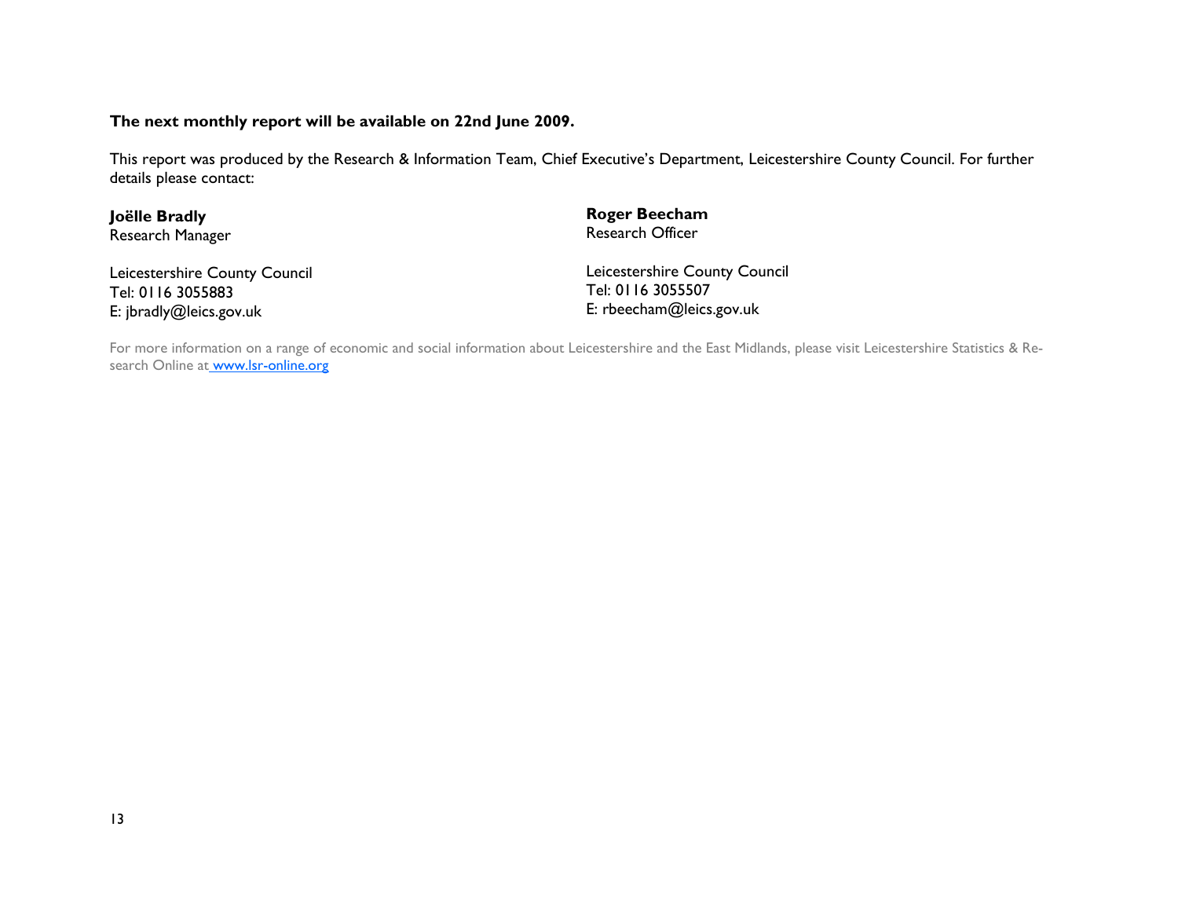**The next monthly report will be available on 22nd June 2009.**

This report was produced by the Research & Information Team, Chief Executive's Department, Leicestershire County Council. For further details please contact:

**Joëlle Bradly**
Research Manager

Leicestershire County Council
Tel: 0116 3055883
E: jbradly@leics.gov.uk

**Roger Beecham**
Research Officer

Leicestershire County Council
Tel: 0116 3055507
E: rbeecham@leics.gov.uk

For more information on a range of economic and social information about Leicestershire and the East Midlands, please visit Leicestershire Statistics & Research Online at www.lsr-online.org